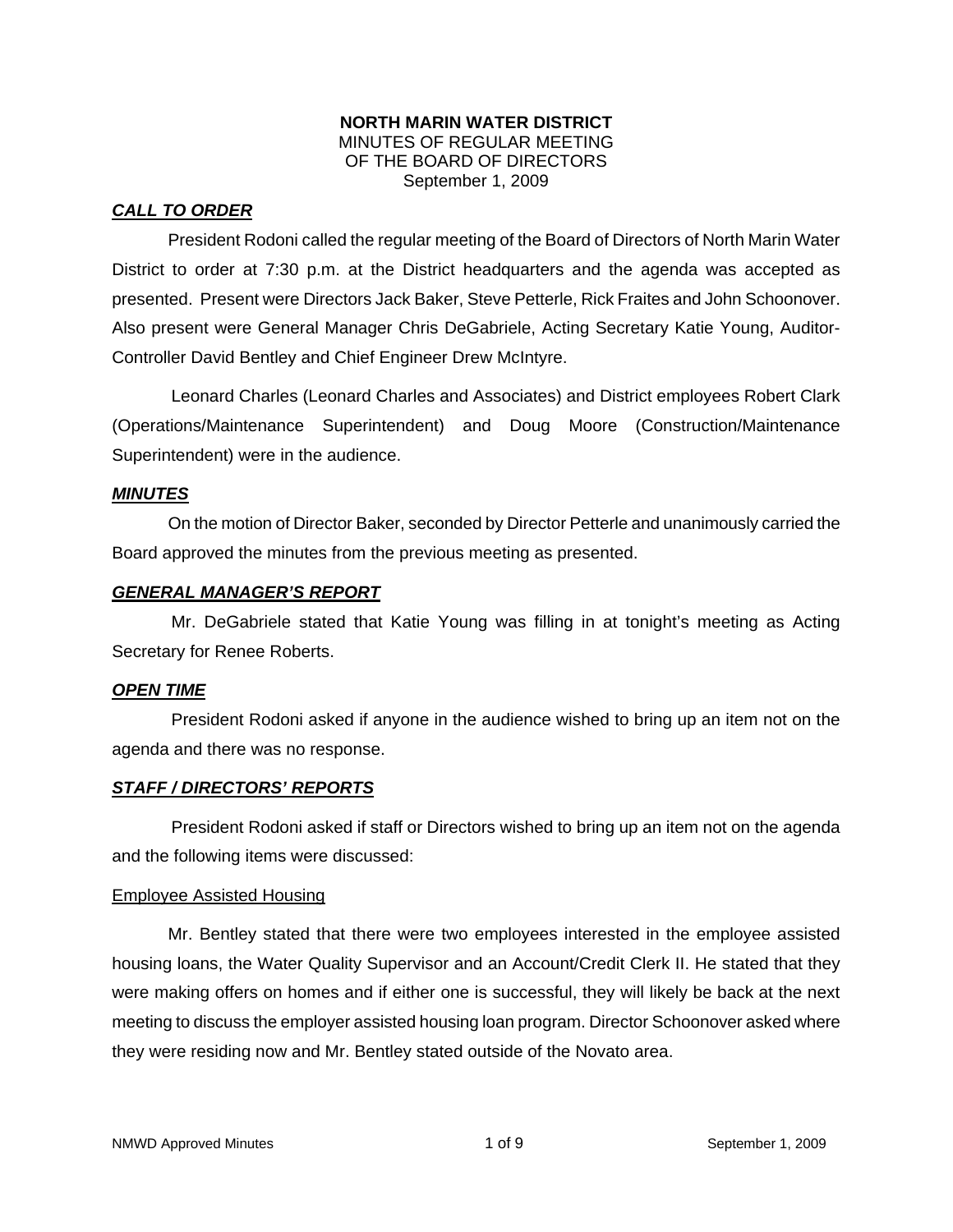**NORTH MARIN WATER DISTRICT**
MINUTES OF REGULAR MEETING
OF THE BOARD OF DIRECTORS
September 1, 2009

## ***CALL TO ORDER***

President Rodoni called the regular meeting of the Board of Directors of North Marin Water District to order at 7:30 p.m. at the District headquarters and the agenda was accepted as presented. Present were Directors Jack Baker, Steve Petterle, Rick Fraites and John Schoonover. Also present were General Manager Chris DeGabriele, Acting Secretary Katie Young, Auditor-Controller David Bentley and Chief Engineer Drew McIntyre.

Leonard Charles (Leonard Charles and Associates) and District employees Robert Clark (Operations/Maintenance Superintendent) and Doug Moore (Construction/Maintenance Superintendent) were in the audience.

## ***MINUTES***

On the motion of Director Baker, seconded by Director Petterle and unanimously carried the Board approved the minutes from the previous meeting as presented.

## ***GENERAL MANAGER'S REPORT***

Mr. DeGabriele stated that Katie Young was filling in at tonight's meeting as Acting Secretary for Renee Roberts.

## ***OPEN TIME***

President Rodoni asked if anyone in the audience wished to bring up an item not on the agenda and there was no response.

## ***STAFF / DIRECTORS' REPORTS***

President Rodoni asked if staff or Directors wished to bring up an item not on the agenda and the following items were discussed:

### Employee Assisted Housing

Mr. Bentley stated that there were two employees interested in the employee assisted housing loans, the Water Quality Supervisor and an Account/Credit Clerk II. He stated that they were making offers on homes and if either one is successful, they will likely be back at the next meeting to discuss the employer assisted housing loan program. Director Schoonover asked where they were residing now and Mr. Bentley stated outside of the Novato area.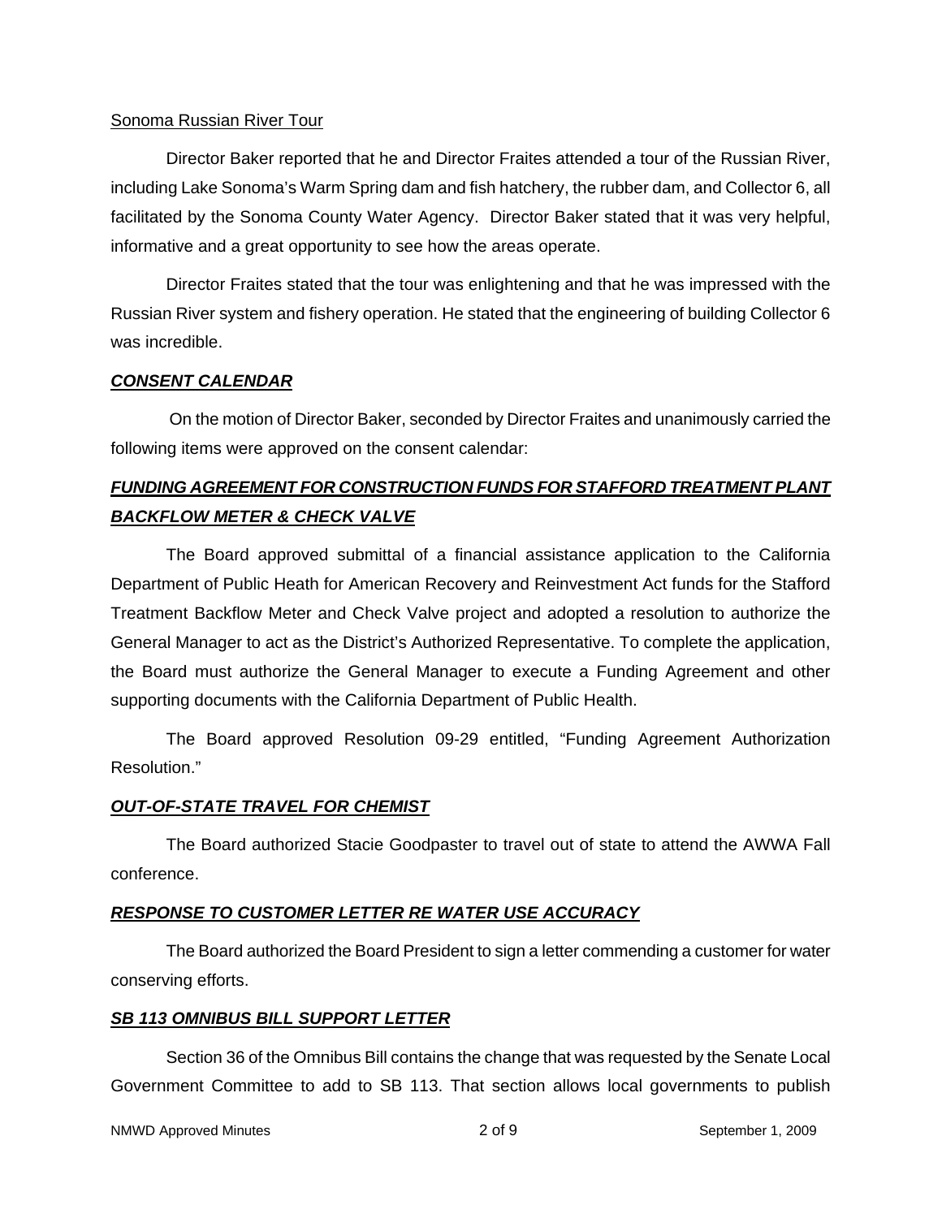<u>Sonoma Russian River Tour</u>

Director Baker reported that he and Director Fraites attended a tour of the Russian River, including Lake Sonoma's Warm Spring dam and fish hatchery, the rubber dam, and Collector 6, all facilitated by the Sonoma County Water Agency. Director Baker stated that it was very helpful, informative and a great opportunity to see how the areas operate.

Director Fraites stated that the tour was enlightening and that he was impressed with the Russian River system and fishery operation. He stated that the engineering of building Collector 6 was incredible.

***<u>CONSENT CALENDAR</u>***

On the motion of Director Baker, seconded by Director Fraites and unanimously carried the following items were approved on the consent calendar:

***<u>FUNDING AGREEMENT FOR CONSTRUCTION FUNDS FOR STAFFORD TREATMENT PLANT BACKFLOW METER & CHECK VALVE</u>***

The Board approved submittal of a financial assistance application to the California Department of Public Heath for American Recovery and Reinvestment Act funds for the Stafford Treatment Backflow Meter and Check Valve project and adopted a resolution to authorize the General Manager to act as the District's Authorized Representative. To complete the application, the Board must authorize the General Manager to execute a Funding Agreement and other supporting documents with the California Department of Public Health.

The Board approved Resolution 09-29 entitled, "Funding Agreement Authorization Resolution."

***<u>OUT-OF-STATE TRAVEL FOR CHEMIST</u>***

The Board authorized Stacie Goodpaster to travel out of state to attend the AWWA Fall conference.

***<u>RESPONSE TO CUSTOMER LETTER RE WATER USE ACCURACY</u>***

The Board authorized the Board President to sign a letter commending a customer for water conserving efforts.

***<u>SB 113 OMNIBUS BILL SUPPORT LETTER</u>***

Section 36 of the Omnibus Bill contains the change that was requested by the Senate Local Government Committee to add to SB 113. That section allows local governments to publish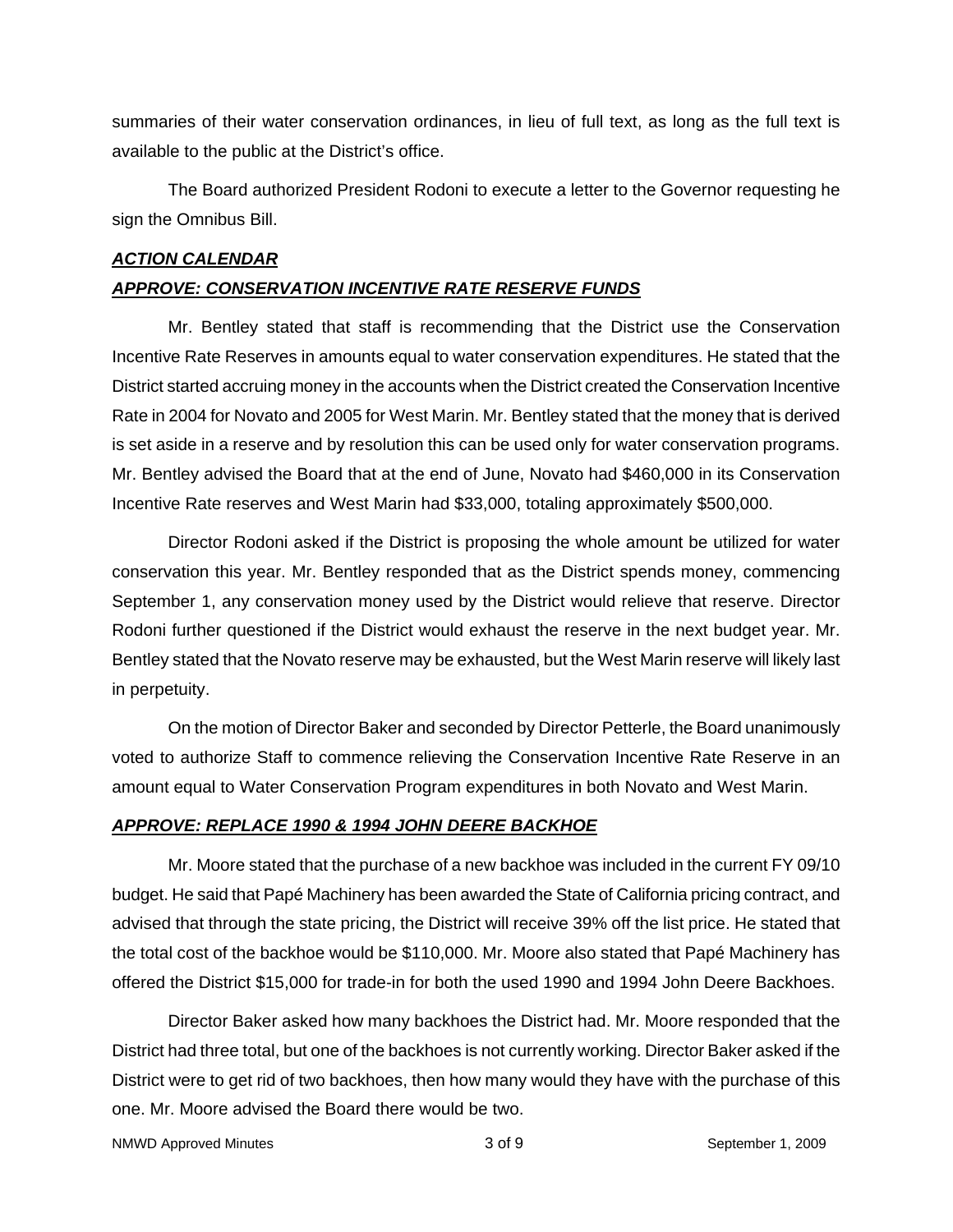summaries of their water conservation ordinances, in lieu of full text, as long as the full text is available to the public at the District's office.

The Board authorized President Rodoni to execute a letter to the Governor requesting he sign the Omnibus Bill.

***ACTION CALENDAR***

***APPROVE: CONSERVATION INCENTIVE RATE RESERVE FUNDS***

Mr. Bentley stated that staff is recommending that the District use the Conservation Incentive Rate Reserves in amounts equal to water conservation expenditures. He stated that the District started accruing money in the accounts when the District created the Conservation Incentive Rate in 2004 for Novato and 2005 for West Marin. Mr. Bentley stated that the money that is derived is set aside in a reserve and by resolution this can be used only for water conservation programs. Mr. Bentley advised the Board that at the end of June, Novato had $460,000 in its Conservation Incentive Rate reserves and West Marin had $33,000, totaling approximately $500,000.

Director Rodoni asked if the District is proposing the whole amount be utilized for water conservation this year. Mr. Bentley responded that as the District spends money, commencing September 1, any conservation money used by the District would relieve that reserve. Director Rodoni further questioned if the District would exhaust the reserve in the next budget year. Mr. Bentley stated that the Novato reserve may be exhausted, but the West Marin reserve will likely last in perpetuity.

On the motion of Director Baker and seconded by Director Petterle, the Board unanimously voted to authorize Staff to commence relieving the Conservation Incentive Rate Reserve in an amount equal to Water Conservation Program expenditures in both Novato and West Marin.

***APPROVE: REPLACE 1990 & 1994 JOHN DEERE BACKHOE***

Mr. Moore stated that the purchase of a new backhoe was included in the current FY 09/10 budget. He said that Papé Machinery has been awarded the State of California pricing contract, and advised that through the state pricing, the District will receive 39% off the list price. He stated that the total cost of the backhoe would be $110,000. Mr. Moore also stated that Papé Machinery has offered the District $15,000 for trade-in for both the used 1990 and 1994 John Deere Backhoes.

Director Baker asked how many backhoes the District had. Mr. Moore responded that the District had three total, but one of the backhoes is not currently working. Director Baker asked if the District were to get rid of two backhoes, then how many would they have with the purchase of this one. Mr. Moore advised the Board there would be two.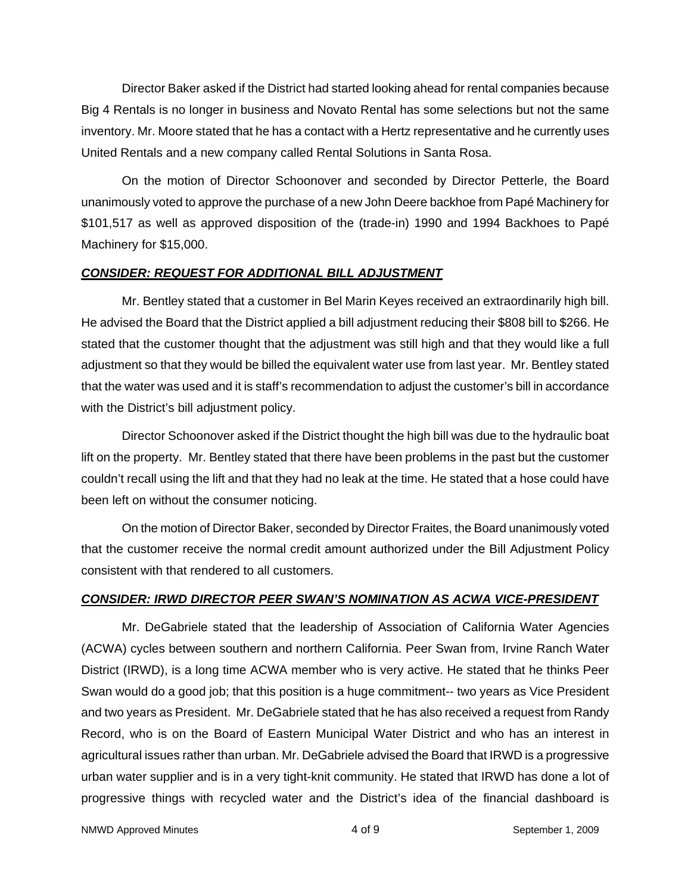Director Baker asked if the District had started looking ahead for rental companies because Big 4 Rentals is no longer in business and Novato Rental has some selections but not the same inventory. Mr. Moore stated that he has a contact with a Hertz representative and he currently uses United Rentals and a new company called Rental Solutions in Santa Rosa.

On the motion of Director Schoonover and seconded by Director Petterle, the Board unanimously voted to approve the purchase of a new John Deere backhoe from Papé Machinery for $101,517 as well as approved disposition of the (trade-in) 1990 and 1994 Backhoes to Papé Machinery for $15,000.

***CONSIDER: REQUEST FOR ADDITIONAL BILL ADJUSTMENT***

Mr. Bentley stated that a customer in Bel Marin Keyes received an extraordinarily high bill. He advised the Board that the District applied a bill adjustment reducing their $808 bill to $266. He stated that the customer thought that the adjustment was still high and that they would like a full adjustment so that they would be billed the equivalent water use from last year. Mr. Bentley stated that the water was used and it is staff's recommendation to adjust the customer's bill in accordance with the District's bill adjustment policy.

Director Schoonover asked if the District thought the high bill was due to the hydraulic boat lift on the property. Mr. Bentley stated that there have been problems in the past but the customer couldn't recall using the lift and that they had no leak at the time. He stated that a hose could have been left on without the consumer noticing.

On the motion of Director Baker, seconded by Director Fraites, the Board unanimously voted that the customer receive the normal credit amount authorized under the Bill Adjustment Policy consistent with that rendered to all customers.

***CONSIDER: IRWD DIRECTOR PEER SWAN'S NOMINATION AS ACWA VICE-PRESIDENT***

Mr. DeGabriele stated that the leadership of Association of California Water Agencies (ACWA) cycles between southern and northern California. Peer Swan from, Irvine Ranch Water District (IRWD), is a long time ACWA member who is very active. He stated that he thinks Peer Swan would do a good job; that this position is a huge commitment-- two years as Vice President and two years as President. Mr. DeGabriele stated that he has also received a request from Randy Record, who is on the Board of Eastern Municipal Water District and who has an interest in agricultural issues rather than urban. Mr. DeGabriele advised the Board that IRWD is a progressive urban water supplier and is in a very tight-knit community. He stated that IRWD has done a lot of progressive things with recycled water and the District's idea of the financial dashboard is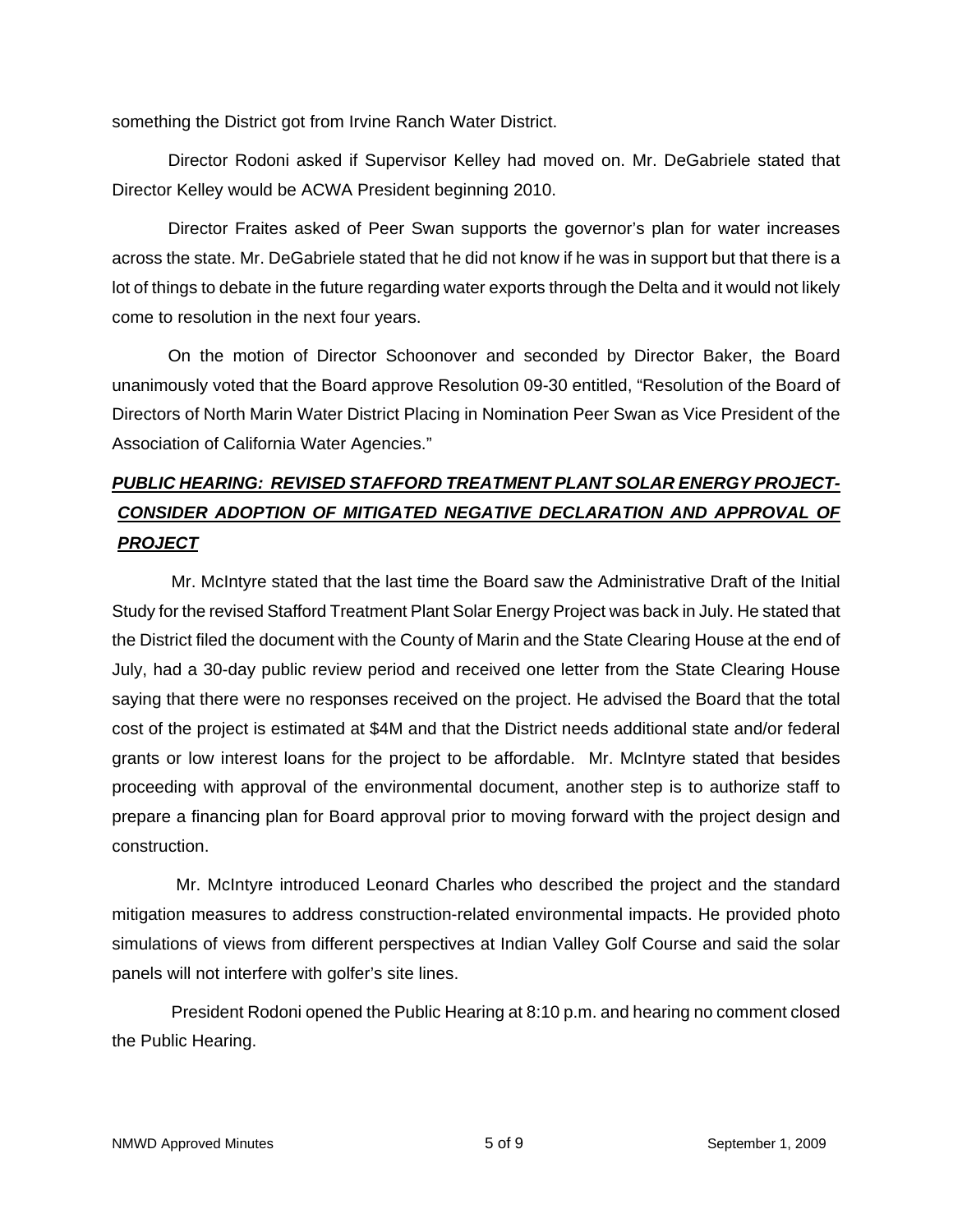something the District got from Irvine Ranch Water District.

Director Rodoni asked if Supervisor Kelley had moved on. Mr. DeGabriele stated that Director Kelley would be ACWA President beginning 2010.

Director Fraites asked of Peer Swan supports the governor's plan for water increases across the state. Mr. DeGabriele stated that he did not know if he was in support but that there is a lot of things to debate in the future regarding water exports through the Delta and it would not likely come to resolution in the next four years.

On the motion of Director Schoonover and seconded by Director Baker, the Board unanimously voted that the Board approve Resolution 09-30 entitled, "Resolution of the Board of Directors of North Marin Water District Placing in Nomination Peer Swan as Vice President of the Association of California Water Agencies."

## ***PUBLIC HEARING: REVISED STAFFORD TREATMENT PLANT SOLAR ENERGY PROJECT-CONSIDER ADOPTION OF MITIGATED NEGATIVE DECLARATION AND APPROVAL OF PROJECT***

Mr. McIntyre stated that the last time the Board saw the Administrative Draft of the Initial Study for the revised Stafford Treatment Plant Solar Energy Project was back in July. He stated that the District filed the document with the County of Marin and the State Clearing House at the end of July, had a 30-day public review period and received one letter from the State Clearing House saying that there were no responses received on the project. He advised the Board that the total cost of the project is estimated at $4M and that the District needs additional state and/or federal grants or low interest loans for the project to be affordable. Mr. McIntyre stated that besides proceeding with approval of the environmental document, another step is to authorize staff to prepare a financing plan for Board approval prior to moving forward with the project design and construction.

Mr. McIntyre introduced Leonard Charles who described the project and the standard mitigation measures to address construction-related environmental impacts. He provided photo simulations of views from different perspectives at Indian Valley Golf Course and said the solar panels will not interfere with golfer's site lines.

President Rodoni opened the Public Hearing at 8:10 p.m. and hearing no comment closed the Public Hearing.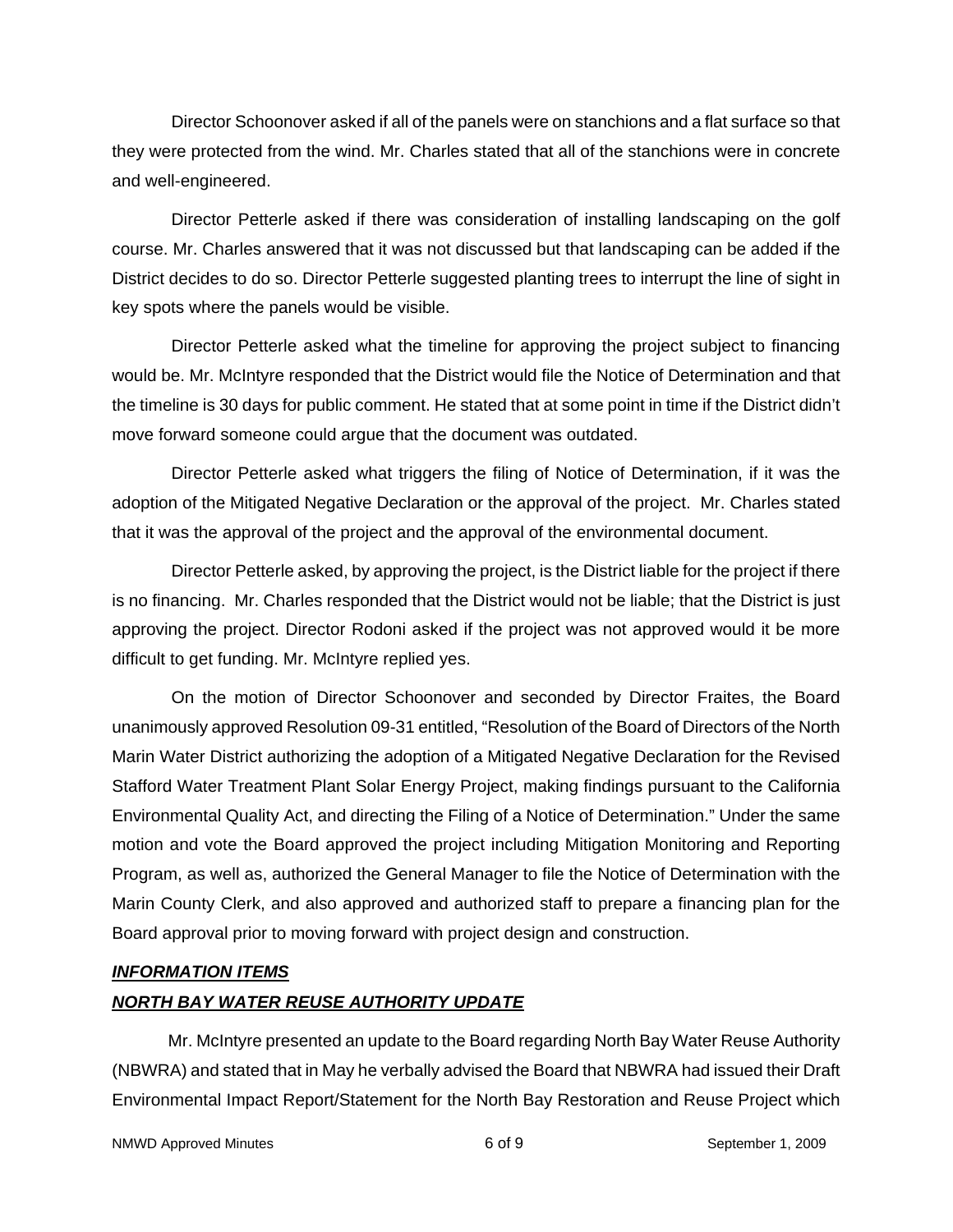Director Schoonover asked if all of the panels were on stanchions and a flat surface so that they were protected from the wind. Mr. Charles stated that all of the stanchions were in concrete and well-engineered.

Director Petterle asked if there was consideration of installing landscaping on the golf course. Mr. Charles answered that it was not discussed but that landscaping can be added if the District decides to do so. Director Petterle suggested planting trees to interrupt the line of sight in key spots where the panels would be visible.

Director Petterle asked what the timeline for approving the project subject to financing would be. Mr. McIntyre responded that the District would file the Notice of Determination and that the timeline is 30 days for public comment. He stated that at some point in time if the District didn't move forward someone could argue that the document was outdated.

Director Petterle asked what triggers the filing of Notice of Determination, if it was the adoption of the Mitigated Negative Declaration or the approval of the project. Mr. Charles stated that it was the approval of the project and the approval of the environmental document.

Director Petterle asked, by approving the project, is the District liable for the project if there is no financing. Mr. Charles responded that the District would not be liable; that the District is just approving the project. Director Rodoni asked if the project was not approved would it be more difficult to get funding. Mr. McIntyre replied yes.

On the motion of Director Schoonover and seconded by Director Fraites, the Board unanimously approved Resolution 09-31 entitled, "Resolution of the Board of Directors of the North Marin Water District authorizing the adoption of a Mitigated Negative Declaration for the Revised Stafford Water Treatment Plant Solar Energy Project, making findings pursuant to the California Environmental Quality Act, and directing the Filing of a Notice of Determination." Under the same motion and vote the Board approved the project including Mitigation Monitoring and Reporting Program, as well as, authorized the General Manager to file the Notice of Determination with the Marin County Clerk, and also approved and authorized staff to prepare a financing plan for the Board approval prior to moving forward with project design and construction.

***INFORMATION ITEMS***

***NORTH BAY WATER REUSE AUTHORITY UPDATE***

Mr. McIntyre presented an update to the Board regarding North Bay Water Reuse Authority (NBWRA) and stated that in May he verbally advised the Board that NBWRA had issued their Draft Environmental Impact Report/Statement for the North Bay Restoration and Reuse Project which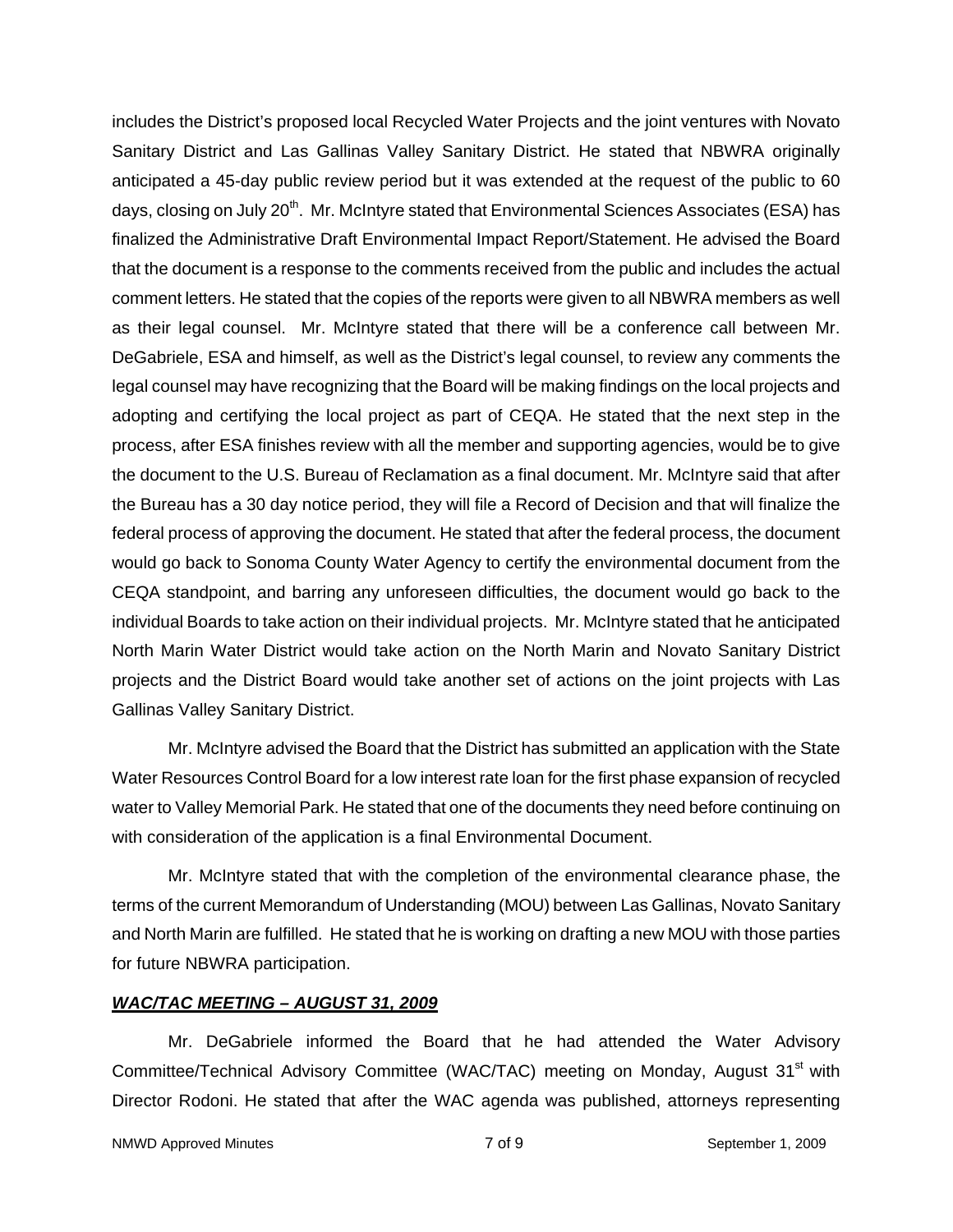includes the District's proposed local Recycled Water Projects and the joint ventures with Novato Sanitary District and Las Gallinas Valley Sanitary District. He stated that NBWRA originally anticipated a 45-day public review period but it was extended at the request of the public to 60 days, closing on July 20th. Mr. McIntyre stated that Environmental Sciences Associates (ESA) has finalized the Administrative Draft Environmental Impact Report/Statement. He advised the Board that the document is a response to the comments received from the public and includes the actual comment letters. He stated that the copies of the reports were given to all NBWRA members as well as their legal counsel. Mr. McIntyre stated that there will be a conference call between Mr. DeGabriele, ESA and himself, as well as the District's legal counsel, to review any comments the legal counsel may have recognizing that the Board will be making findings on the local projects and adopting and certifying the local project as part of CEQA. He stated that the next step in the process, after ESA finishes review with all the member and supporting agencies, would be to give the document to the U.S. Bureau of Reclamation as a final document. Mr. McIntyre said that after the Bureau has a 30 day notice period, they will file a Record of Decision and that will finalize the federal process of approving the document. He stated that after the federal process, the document would go back to Sonoma County Water Agency to certify the environmental document from the CEQA standpoint, and barring any unforeseen difficulties, the document would go back to the individual Boards to take action on their individual projects. Mr. McIntyre stated that he anticipated North Marin Water District would take action on the North Marin and Novato Sanitary District projects and the District Board would take another set of actions on the joint projects with Las Gallinas Valley Sanitary District.

Mr. McIntyre advised the Board that the District has submitted an application with the State Water Resources Control Board for a low interest rate loan for the first phase expansion of recycled water to Valley Memorial Park. He stated that one of the documents they need before continuing on with consideration of the application is a final Environmental Document.

Mr. McIntyre stated that with the completion of the environmental clearance phase, the terms of the current Memorandum of Understanding (MOU) between Las Gallinas, Novato Sanitary and North Marin are fulfilled. He stated that he is working on drafting a new MOU with those parties for future NBWRA participation.

***WAC/TAC MEETING – AUGUST 31, 2009***

Mr. DeGabriele informed the Board that he had attended the Water Advisory Committee/Technical Advisory Committee (WAC/TAC) meeting on Monday, August 31st with Director Rodoni. He stated that after the WAC agenda was published, attorneys representing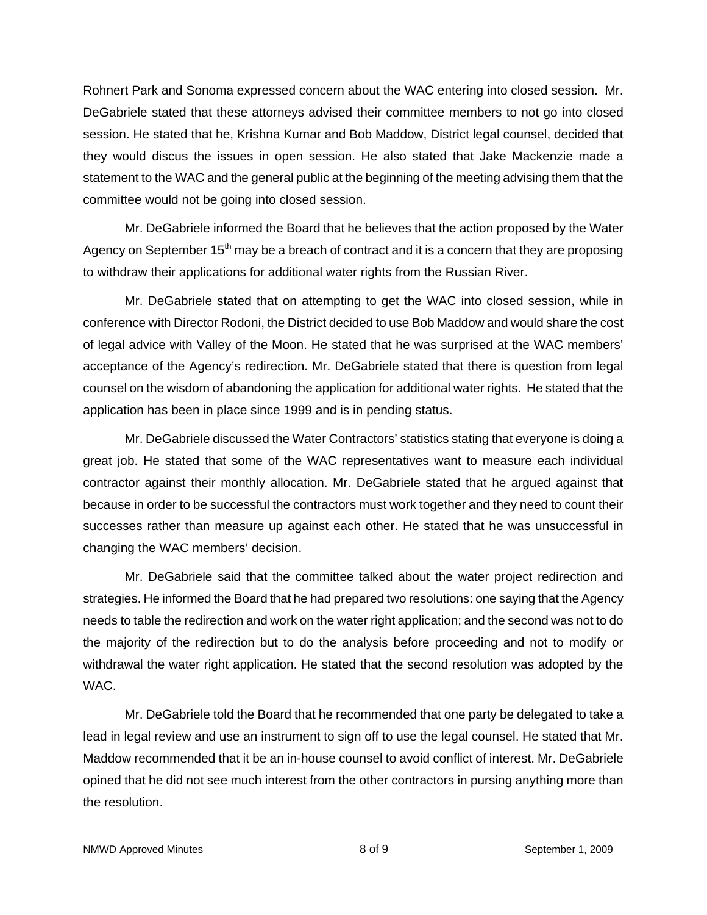Rohnert Park and Sonoma expressed concern about the WAC entering into closed session. Mr. DeGabriele stated that these attorneys advised their committee members to not go into closed session. He stated that he, Krishna Kumar and Bob Maddow, District legal counsel, decided that they would discus the issues in open session. He also stated that Jake Mackenzie made a statement to the WAC and the general public at the beginning of the meeting advising them that the committee would not be going into closed session.

Mr. DeGabriele informed the Board that he believes that the action proposed by the Water Agency on September 15th may be a breach of contract and it is a concern that they are proposing to withdraw their applications for additional water rights from the Russian River.

Mr. DeGabriele stated that on attempting to get the WAC into closed session, while in conference with Director Rodoni, the District decided to use Bob Maddow and would share the cost of legal advice with Valley of the Moon. He stated that he was surprised at the WAC members' acceptance of the Agency's redirection. Mr. DeGabriele stated that there is question from legal counsel on the wisdom of abandoning the application for additional water rights. He stated that the application has been in place since 1999 and is in pending status.

Mr. DeGabriele discussed the Water Contractors' statistics stating that everyone is doing a great job. He stated that some of the WAC representatives want to measure each individual contractor against their monthly allocation. Mr. DeGabriele stated that he argued against that because in order to be successful the contractors must work together and they need to count their successes rather than measure up against each other. He stated that he was unsuccessful in changing the WAC members' decision.

Mr. DeGabriele said that the committee talked about the water project redirection and strategies. He informed the Board that he had prepared two resolutions: one saying that the Agency needs to table the redirection and work on the water right application; and the second was not to do the majority of the redirection but to do the analysis before proceeding and not to modify or withdrawal the water right application. He stated that the second resolution was adopted by the WAC.

Mr. DeGabriele told the Board that he recommended that one party be delegated to take a lead in legal review and use an instrument to sign off to use the legal counsel. He stated that Mr. Maddow recommended that it be an in-house counsel to avoid conflict of interest. Mr. DeGabriele opined that he did not see much interest from the other contractors in pursing anything more than the resolution.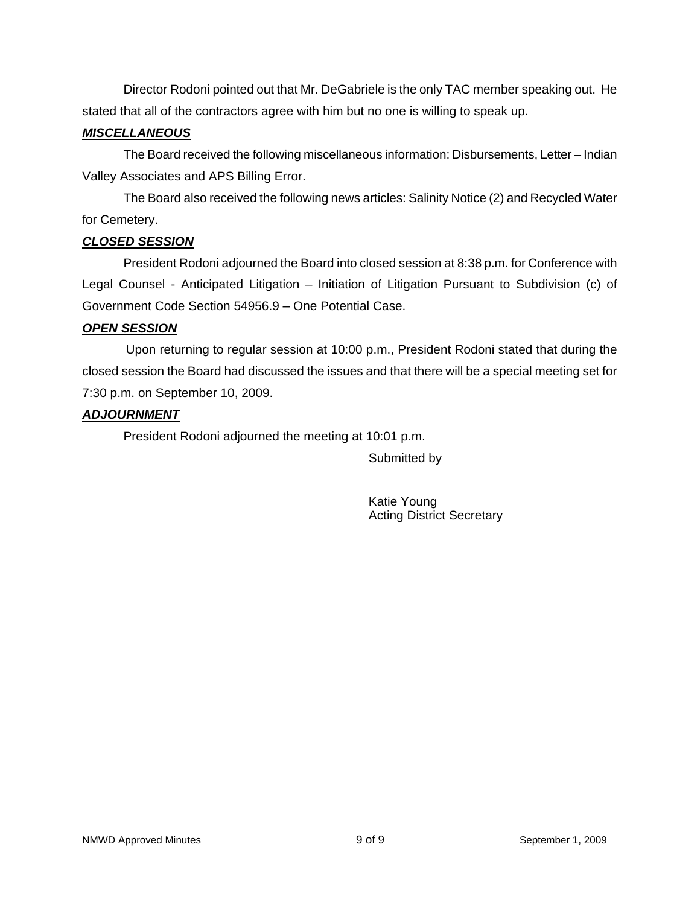Director Rodoni pointed out that Mr. DeGabriele is the only TAC member speaking out. He stated that all of the contractors agree with him but no one is willing to speak up.

***MISCELLANEOUS***

The Board received the following miscellaneous information: Disbursements, Letter – Indian Valley Associates and APS Billing Error.

The Board also received the following news articles: Salinity Notice (2) and Recycled Water for Cemetery.

***CLOSED SESSION***

President Rodoni adjourned the Board into closed session at 8:38 p.m. for Conference with Legal Counsel - Anticipated Litigation – Initiation of Litigation Pursuant to Subdivision (c) of Government Code Section 54956.9 – One Potential Case.

***OPEN SESSION***

Upon returning to regular session at 10:00 p.m., President Rodoni stated that during the closed session the Board had discussed the issues and that there will be a special meeting set for 7:30 p.m. on September 10, 2009.

***ADJOURNMENT***

President Rodoni adjourned the meeting at 10:01 p.m.

Submitted by

Katie Young
Acting District Secretary